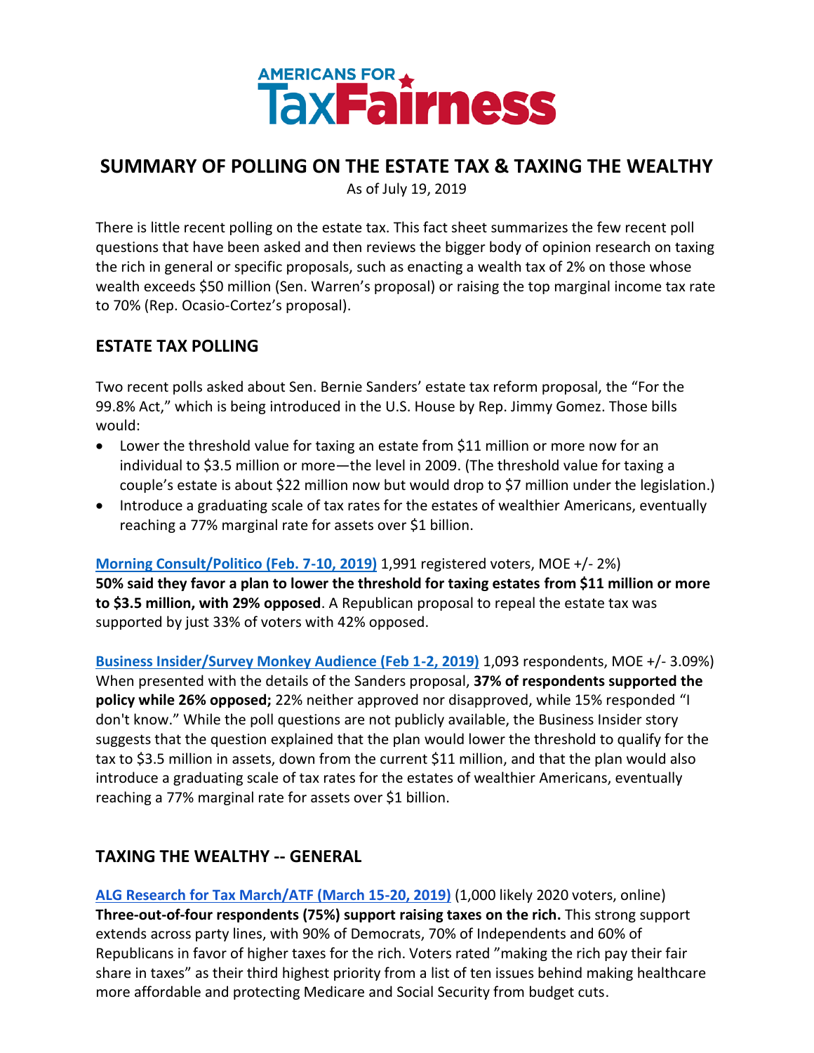AMERICANS FOR TaxFairness

# SUMMARY OF POLLING ON THE ESTATE TAX & TAXING THE WEALTHY

As of July 19, 2019

There is little recent polling on the estate tax. This fact sheet summarizes the few recent poll questions that have been asked and then reviews the bigger body of opinion research on taxing the rich in general or specific proposals, such as enacting a wealth tax of 2% on those whose wealth exceeds $50 million (Sen. Warren's proposal) or raising the top marginal income tax rate to 70% (Rep. Ocasio-Cortez's proposal).

## ESTATE TAX POLLING

Two recent polls asked about Sen. Bernie Sanders' estate tax reform proposal, the "For the 99.8% Act," which is being introduced in the U.S. House by Rep. Jimmy Gomez. Those bills would:

- Lower the threshold value for taxing an estate from $11 million or more now for an individual to $3.5 million or more—the level in 2009. (The threshold value for taxing a couple's estate is about $22 million now but would drop to $7 million under the legislation.)
- Introduce a graduating scale of tax rates for the estates of wealthier Americans, eventually reaching a 77% marginal rate for assets over $1 billion.

**Morning Consult/Politico (Feb. 7-10, 2019)** 1,991 registered voters, MOE +/- 2%)
**50% said they favor a plan to lower the threshold for taxing estates from $11 million or more to $3.5 million, with 29% opposed**. A Republican proposal to repeal the estate tax was supported by just 33% of voters with 42% opposed.

**Business Insider/Survey Monkey Audience (Feb 1-2, 2019)** 1,093 respondents, MOE +/- 3.09%)
When presented with the details of the Sanders proposal, **37% of respondents supported the policy while 26% opposed;** 22% neither approved nor disapproved, while 15% responded "I don't know." While the poll questions are not publicly available, the Business Insider story suggests that the question explained that the plan would lower the threshold to qualify for the tax to $3.5 million in assets, down from the current $11 million, and that the plan would also introduce a graduating scale of tax rates for the estates of wealthier Americans, eventually reaching a 77% marginal rate for assets over $1 billion.

## TAXING THE WEALTHY -- GENERAL

**ALG Research for Tax March/ATF (March 15-20, 2019)** (1,000 likely 2020 voters, online)
**Three-out-of-four respondents (75%) support raising taxes on the rich.** This strong support extends across party lines, with 90% of Democrats, 70% of Independents and 60% of Republicans in favor of higher taxes for the rich. Voters rated "making the rich pay their fair share in taxes" as their third highest priority from a list of ten issues behind making healthcare more affordable and protecting Medicare and Social Security from budget cuts.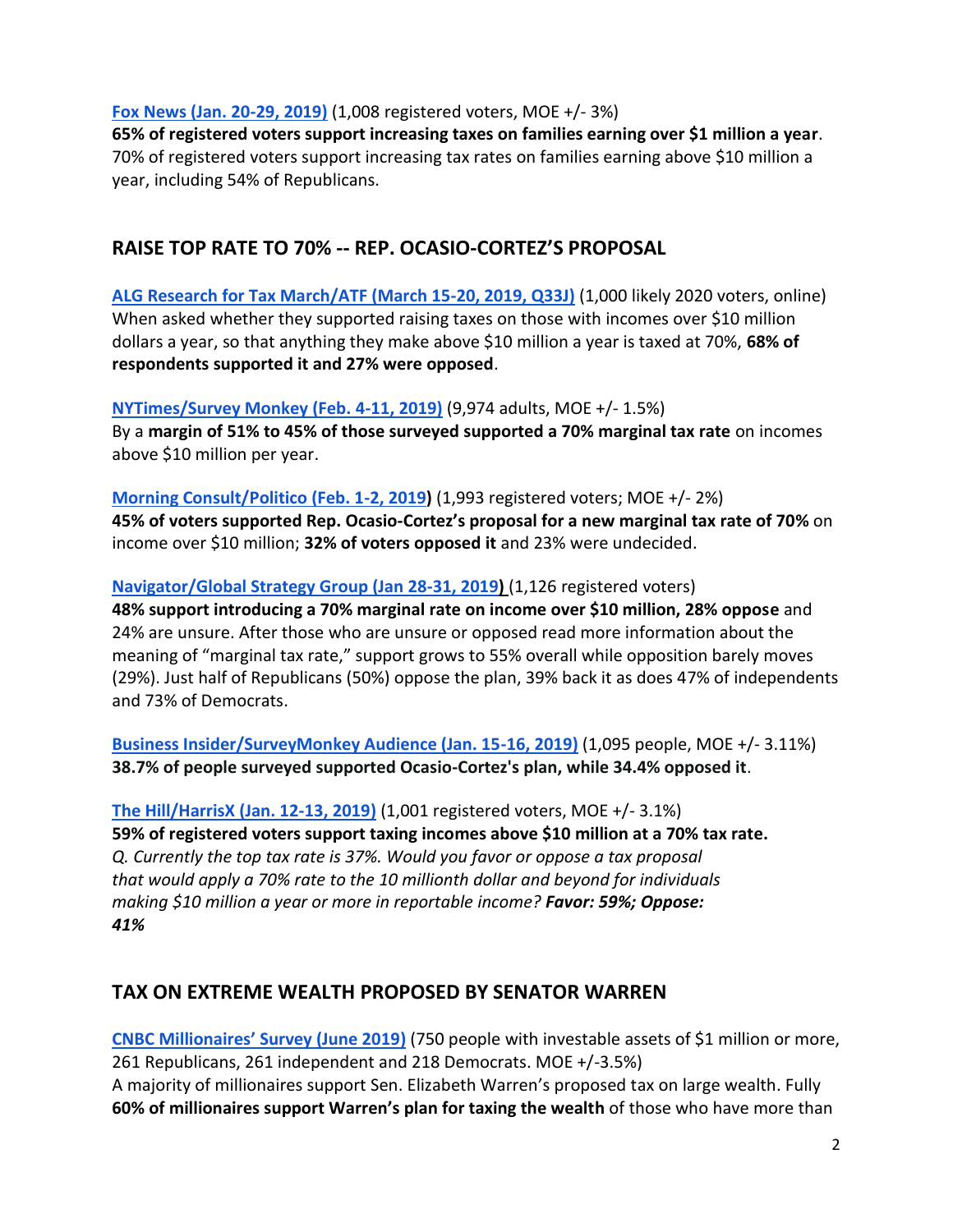**Fox News (Jan. 20-29, 2019)** (1,008 registered voters, MOE +/- 3%)
**65% of registered voters support increasing taxes on families earning over $1 million a year**. 70% of registered voters support increasing tax rates on families earning above $10 million a year, including 54% of Republicans.

## RAISE TOP RATE TO 70% -- REP. OCASIO-CORTEZ'S PROPOSAL

**ALG Research for Tax March/ATF (March 15-20, 2019, Q33J)** (1,000 likely 2020 voters, online)
When asked whether they supported raising taxes on those with incomes over $10 million dollars a year, so that anything they make above $10 million a year is taxed at 70%, **68% of respondents supported it and 27% were opposed**.

**NYTimes/Survey Monkey (Feb. 4-11, 2019)** (9,974 adults, MOE +/- 1.5%)
By a **margin of 51% to 45% of those surveyed supported a 70% marginal tax rate** on incomes above $10 million per year.

**Morning Consult/Politico (Feb. 1-2, 2019)** (1,993 registered voters; MOE +/- 2%)
**45% of voters supported Rep. Ocasio-Cortez's proposal for a new marginal tax rate of 70%** on income over $10 million; **32% of voters opposed it** and 23% were undecided.

**Navigator/Global Strategy Group (Jan 28-31, 2019)** (1,126 registered voters)
**48% support introducing a 70% marginal rate on income over $10 million, 28% oppose** and 24% are unsure. After those who are unsure or opposed read more information about the meaning of "marginal tax rate," support grows to 55% overall while opposition barely moves (29%). Just half of Republicans (50%) oppose the plan, 39% back it as does 47% of independents and 73% of Democrats.

**Business Insider/SurveyMonkey Audience (Jan. 15-16, 2019)** (1,095 people, MOE +/- 3.11%)
**38.7% of people surveyed supported Ocasio-Cortez's plan, while 34.4% opposed it**.

**The Hill/HarrisX (Jan. 12-13, 2019)** (1,001 registered voters, MOE +/- 3.1%)
**59% of registered voters support taxing incomes above $10 million at a 70% tax rate.**
*Q. Currently the top tax rate is 37%. Would you favor or oppose a tax proposal that would apply a 70% rate to the 10 millionth dollar and beyond for individuals making $10 million a year or more in reportable income? **Favor: 59%; Oppose: 41%***

## TAX ON EXTREME WEALTH PROPOSED BY SENATOR WARREN

**CNBC Millionaires' Survey (June 2019)** (750 people with investable assets of $1 million or more, 261 Republicans, 261 independent and 218 Democrats. MOE +/-3.5%)
A majority of millionaires support Sen. Elizabeth Warren's proposed tax on large wealth. Fully **60% of millionaires support Warren's plan for taxing the wealth** of those who have more than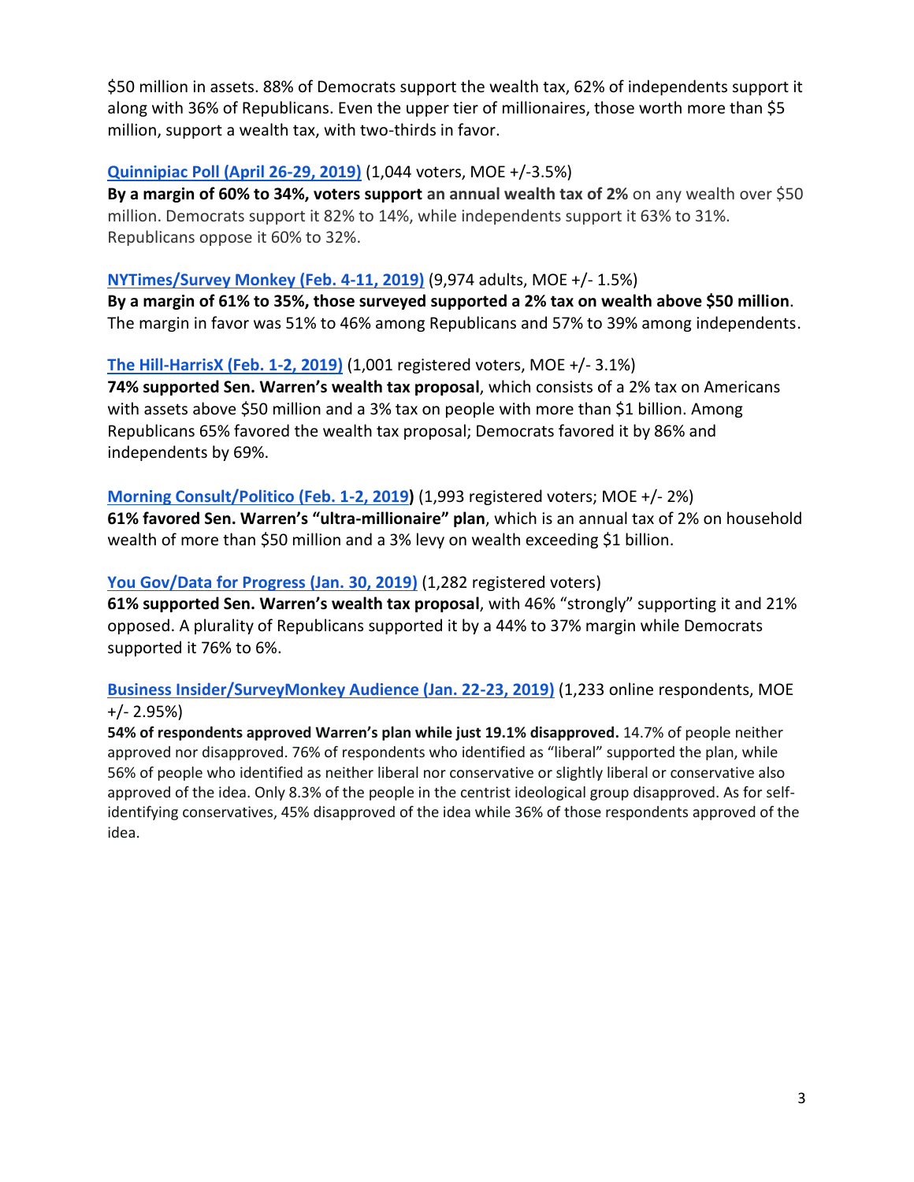$50 million in assets. 88% of Democrats support the wealth tax, 62% of independents support it along with 36% of Republicans. Even the upper tier of millionaires, those worth more than $5 million, support a wealth tax, with two-thirds in favor.

**Quinnipiac Poll (April 26-29, 2019)** (1,044 voters, MOE +/-3.5%)
**By a margin of 60% to 34%, voters support an annual wealth tax of 2%** on any wealth over $50 million. Democrats support it 82% to 14%, while independents support it 63% to 31%. Republicans oppose it 60% to 32%.

**NYTimes/Survey Monkey (Feb. 4-11, 2019)** (9,974 adults, MOE +/- 1.5%)
**By a margin of 61% to 35%, those surveyed supported a 2% tax on wealth above $50 million**. The margin in favor was 51% to 46% among Republicans and 57% to 39% among independents.

**The Hill-HarrisX (Feb. 1-2, 2019)** (1,001 registered voters, MOE +/- 3.1%)
**74% supported Sen. Warren's wealth tax proposal**, which consists of a 2% tax on Americans with assets above $50 million and a 3% tax on people with more than $1 billion. Among Republicans 65% favored the wealth tax proposal; Democrats favored it by 86% and independents by 69%.

**Morning Consult/Politico (Feb. 1-2, 2019)** (1,993 registered voters; MOE +/- 2%)
**61% favored Sen. Warren's "ultra-millionaire" plan**, which is an annual tax of 2% on household wealth of more than $50 million and a 3% levy on wealth exceeding $1 billion.

**You Gov/Data for Progress (Jan. 30, 2019)** (1,282 registered voters)
**61% supported Sen. Warren's wealth tax proposal**, with 46% "strongly" supporting it and 21% opposed. A plurality of Republicans supported it by a 44% to 37% margin while Democrats supported it 76% to 6%.

**Business Insider/SurveyMonkey Audience (Jan. 22-23, 2019)** (1,233 online respondents, MOE +/- 2.95%)
**54% of respondents approved Warren's plan while just 19.1% disapproved.** 14.7% of people neither approved nor disapproved. 76% of respondents who identified as "liberal" supported the plan, while 56% of people who identified as neither liberal nor conservative or slightly liberal or conservative also approved of the idea. Only 8.3% of the people in the centrist ideological group disapproved. As for self-identifying conservatives, 45% disapproved of the idea while 36% of those respondents approved of the idea.